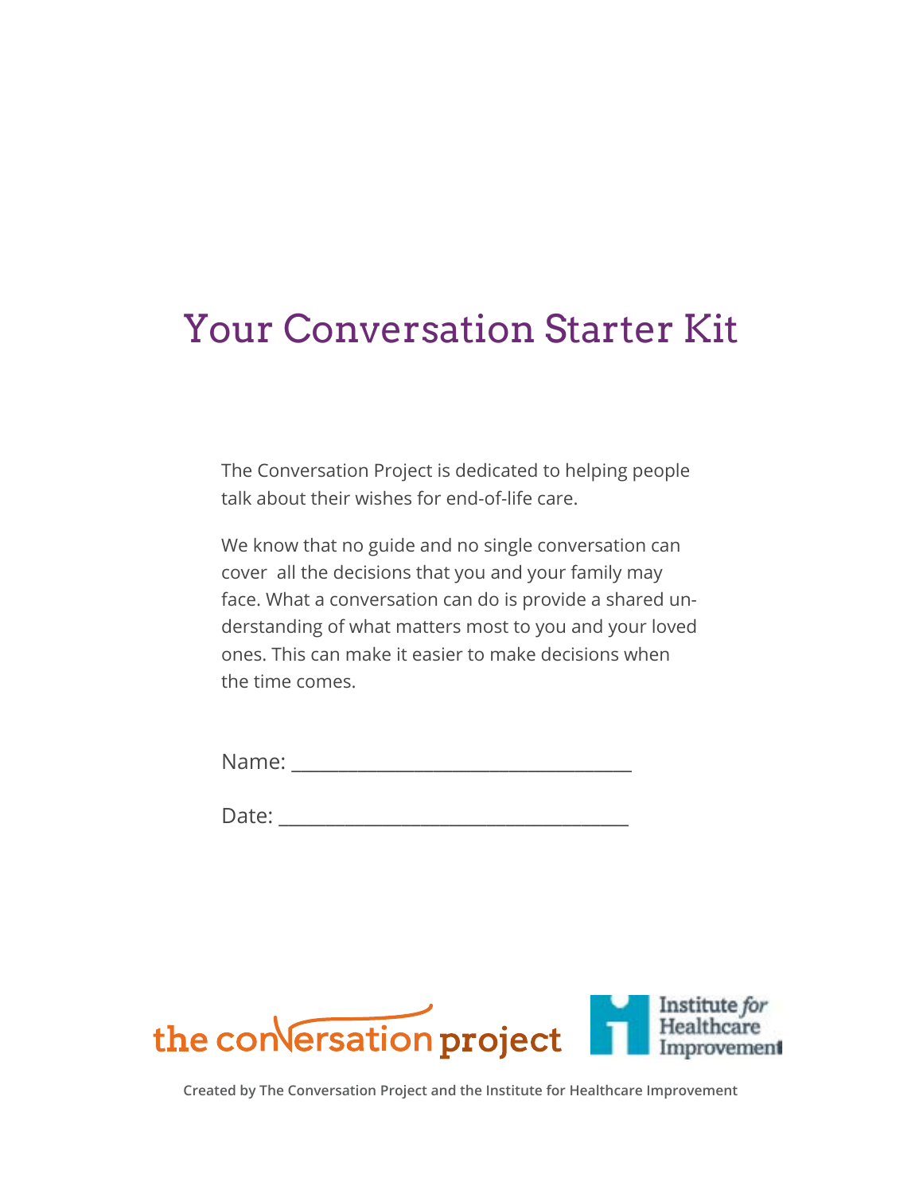# Your Conversation Starter Kit

The Conversation Project is dedicated to helping people talk about their wishes for end-of-life care.

We know that no guide and no single conversation can cover all the decisions that you and your family may face. What a conversation can do is provide a shared understanding of what matters most to you and your loved ones. This can make it easier to make decisions when the time comes.

Name: ___________________________________

Date: ____________________________________

the conversation project

Institute for Healthcare Improvement

Created by The Conversation Project and the Institute for Healthcare Improvement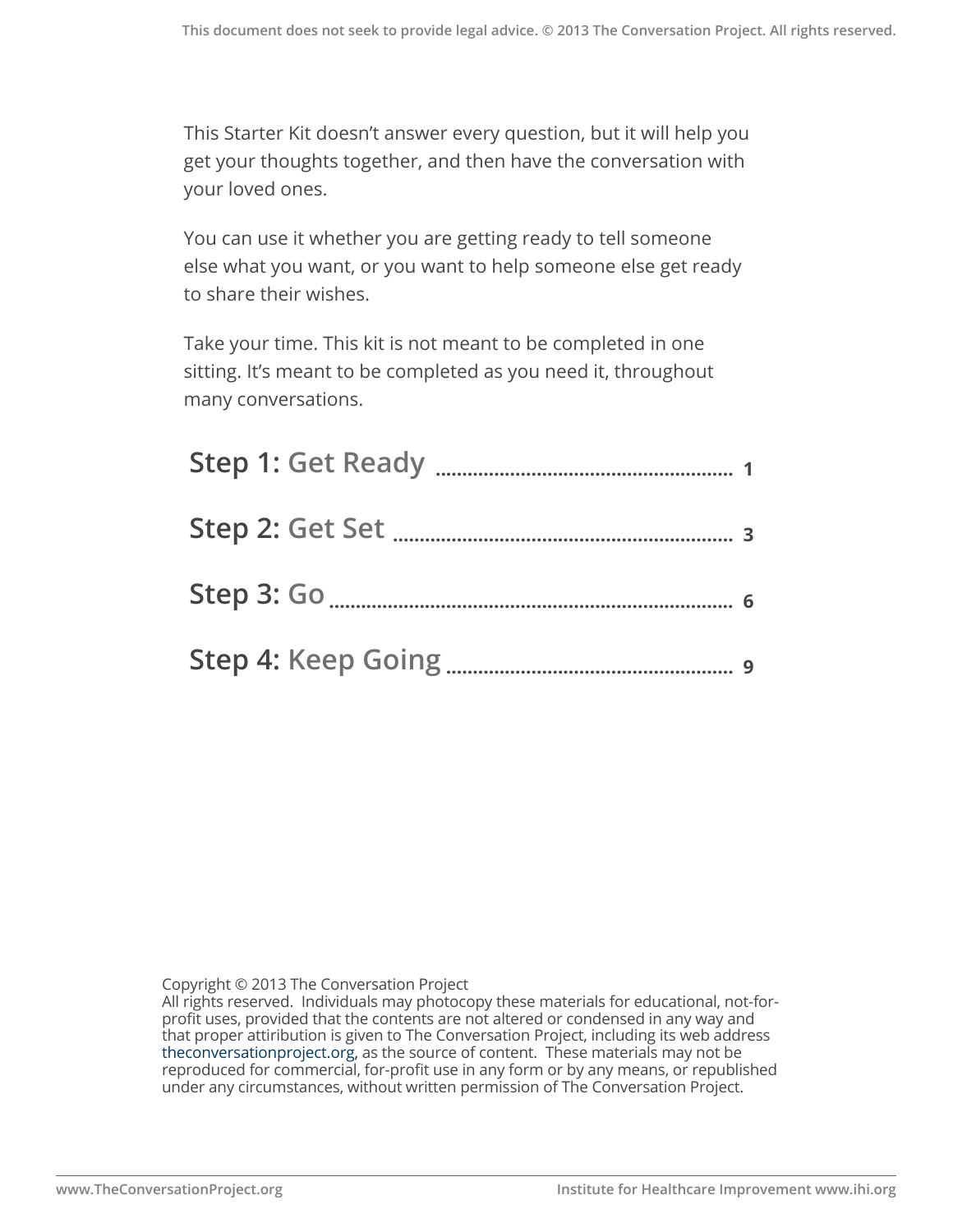This Starter Kit doesn't answer every question, but it will help you get your thoughts together, and then have the conversation with your loved ones.

You can use it whether you are getting ready to tell someone else what you want, or you want to help someone else get ready to share their wishes.

Take your time. This kit is not meant to be completed in one sitting. It's meant to be completed as you need it, throughout many conversations.

**Step 1: Get Ready** .......... 1

**Step 2: Get Set** .......... 3

**Step 3: Go** .......... 6

**Step 4: Keep Going** .......... 9

Copyright © 2013 The Conversation Project
All rights reserved. Individuals may photocopy these materials for educational, not-for-profit uses, provided that the contents are not altered or condensed in any way and that proper attiribution is given to The Conversation Project, including its web address theconversationproject.org, as the source of content. These materials may not be reproduced for commercial, for-profit use in any form or by any means, or republished under any circumstances, without written permission of The Conversation Project.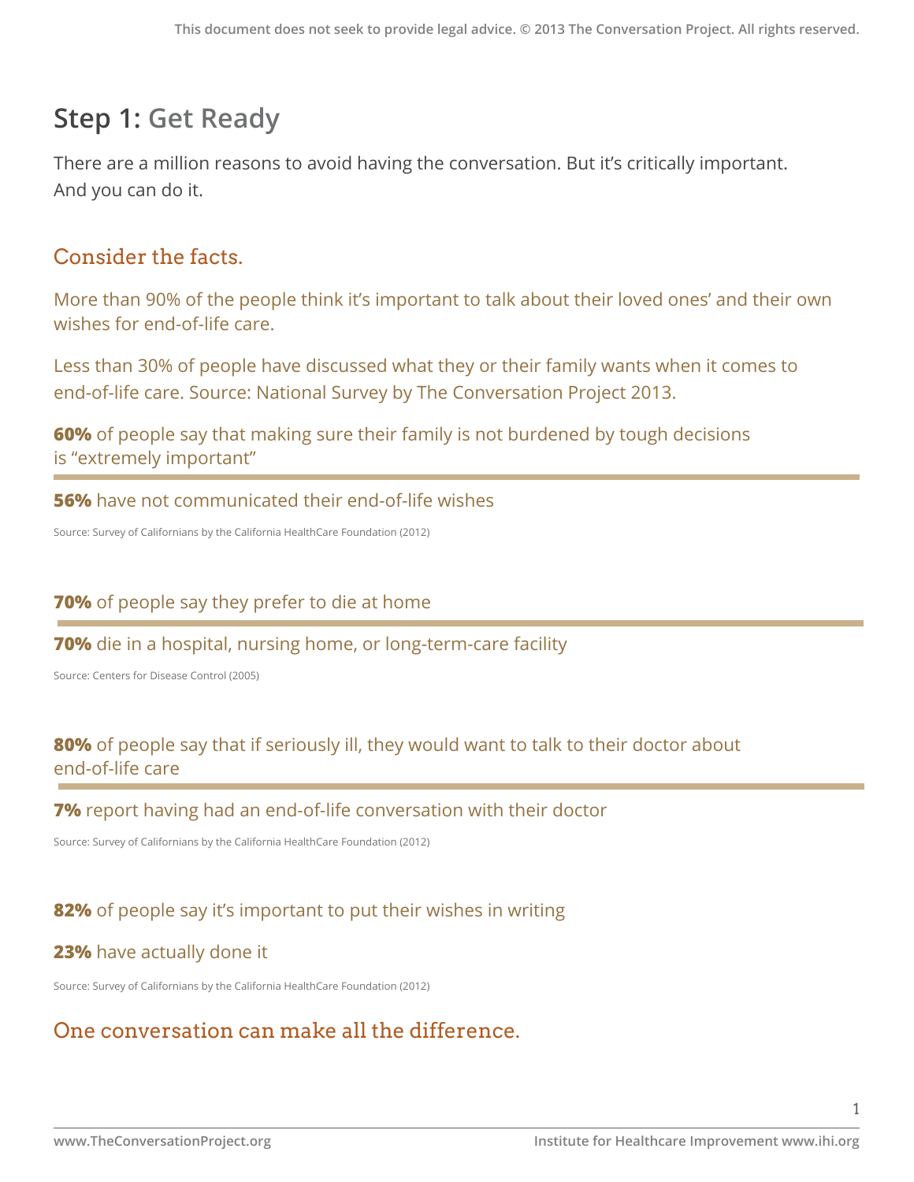## Step 1: Get Ready

There are a million reasons to avoid having the conversation. But it's critically important. And you can do it.

### Consider the facts.

More than 90% of the people think it's important to talk about their loved ones' and their own wishes for end-of-life care.

Less than 30% of people have discussed what they or their family wants when it comes to end-of-life care. Source: National Survey by The Conversation Project 2013.

**60%** of people say that making sure their family is not burdened by tough decisions is "extremely important"

**56%** have not communicated their end-of-life wishes

Source: Survey of Californians by the California HealthCare Foundation (2012)

**70%** of people say they prefer to die at home

**70%** die in a hospital, nursing home, or long-term-care facility

Source: Centers for Disease Control (2005)

**80%** of people say that if seriously ill, they would want to talk to their doctor about end-of-life care

**7%** report having had an end-of-life conversation with their doctor

Source: Survey of Californians by the California HealthCare Foundation (2012)

**82%** of people say it's important to put their wishes in writing

**23%** have actually done it

Source: Survey of Californians by the California HealthCare Foundation (2012)

### One conversation can make all the difference.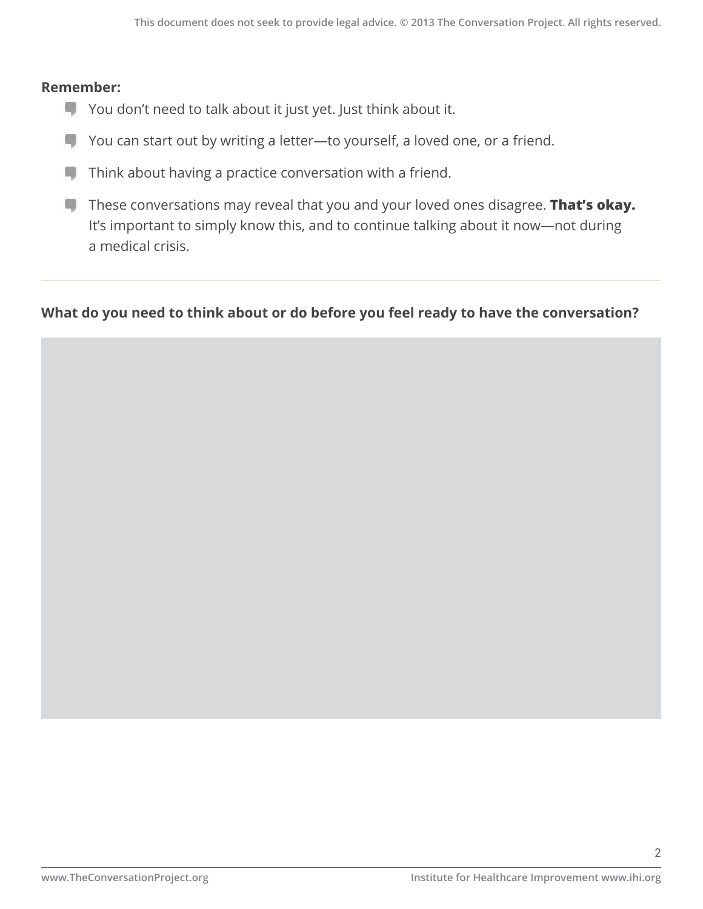**Remember:**

- You don't need to talk about it just yet. Just think about it.
- You can start out by writing a letter—to yourself, a loved one, or a friend.
- Think about having a practice conversation with a friend.
- These conversations may reveal that you and your loved ones disagree. **That's okay.** It's important to simply know this, and to continue talking about it now—not during a medical crisis.

---

**What do you need to think about or do before you feel ready to have the conversation?**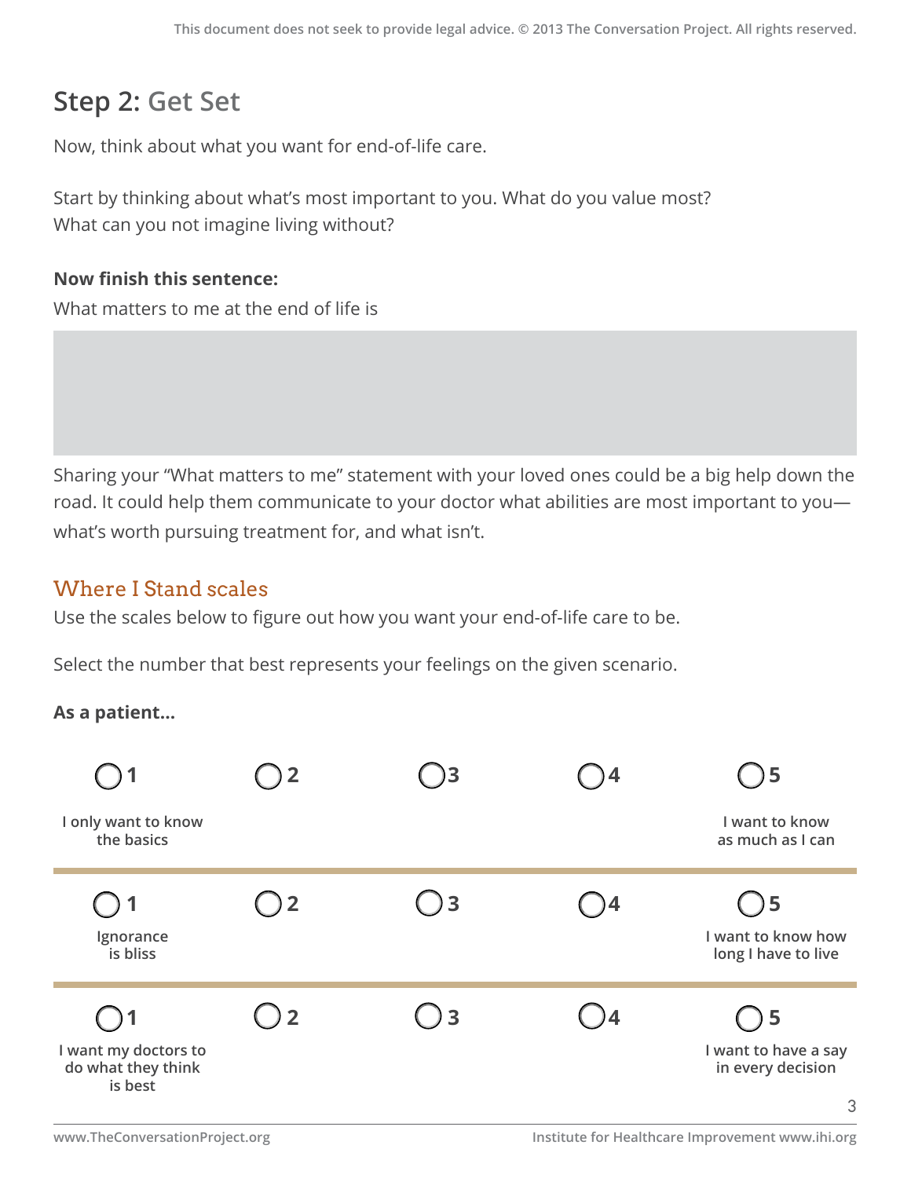# Step 2: Get Set

Now, think about what you want for end-of-life care.

Start by thinking about what's most important to you. What do you value most?
What can you not imagine living without?

**Now finish this sentence:**

What matters to me at the end of life is

Sharing your "What matters to me" statement with your loved ones could be a big help down the road. It could help them communicate to your doctor what abilities are most important to you—what's worth pursuing treatment for, and what isn't.

## Where I Stand scales

Use the scales below to figure out how you want your end-of-life care to be.

Select the number that best represents your feelings on the given scenario.

**As a patient...**

| 1 | 2 | 3 | 4 | 5 |
|---|---|---|---|---|
| I only want to know the basics | | | | I want to know as much as I can |

| 1 | 2 | 3 | 4 | 5 |
|---|---|---|---|---|
| Ignorance is bliss | | | | I want to know how long I have to live |

| 1 | 2 | 3 | 4 | 5 |
|---|---|---|---|---|
| I want my doctors to do what they think is best | | | | I want to have a say in every decision |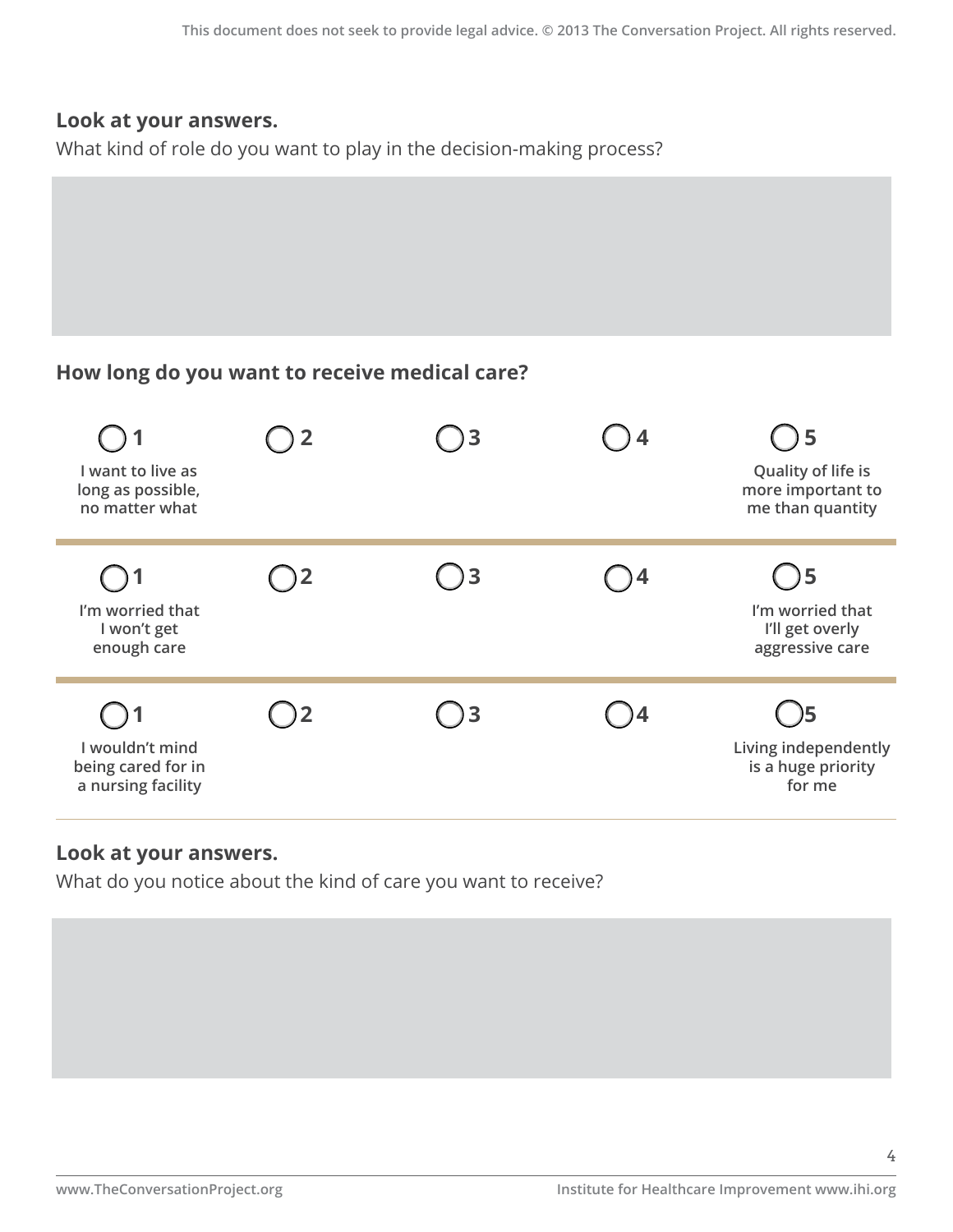**Look at your answers.**

What kind of role do you want to play in the decision-making process?

## How long do you want to receive medical care?

| | | | | |
|---|---|---|---|---|
| ○ **1** I want to live as long as possible, no matter what | ○ **2** | ○ **3** | ○ **4** | ○ **5** Quality of life is more important to me than quantity |
| ○ **1** I'm worried that I won't get enough care | ○ **2** | ○ **3** | ○ **4** | ○ **5** I'm worried that I'll get overly aggressive care |
| ○ **1** I wouldn't mind being cared for in a nursing facility | ○ **2** | ○ **3** | ○ **4** | ○ **5** Living independently is a huge priority for me |

**Look at your answers.**

What do you notice about the kind of care you want to receive?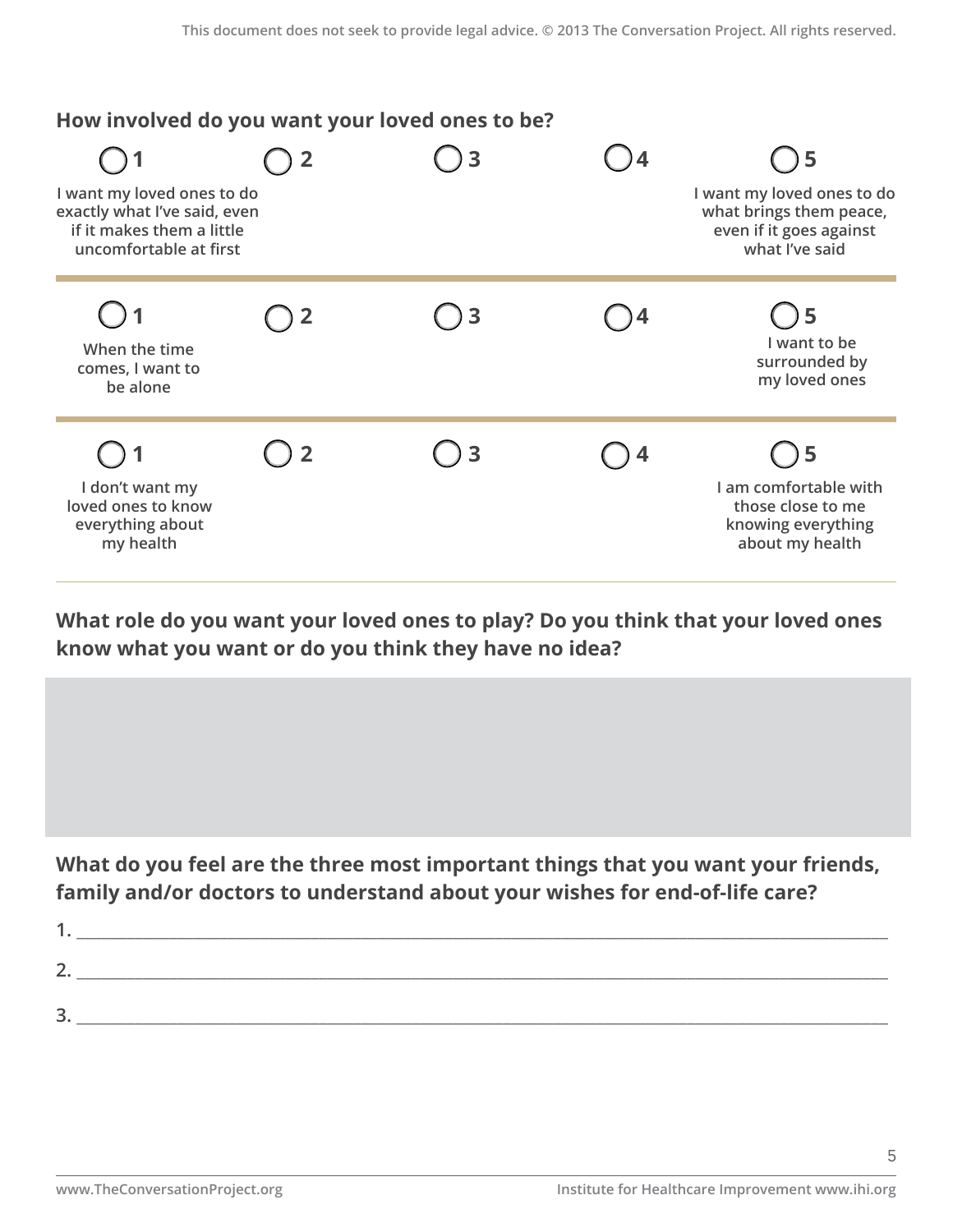**How involved do you want your loved ones to be?**

| 1 | 2 | 3 | 4 | 5 |
|---|---|---|---|---|
| I want my loved ones to do exactly what I've said, even if it makes them a little uncomfortable at first | | | | I want my loved ones to do what brings them peace, even if it goes against what I've said |

| 1 | 2 | 3 | 4 | 5 |
|---|---|---|---|---|
| When the time comes, I want to be alone | | | | I want to be surrounded by my loved ones |

| 1 | 2 | 3 | 4 | 5 |
|---|---|---|---|---|
| I don't want my loved ones to know everything about my health | | | | I am comfortable with those close to me knowing everything about my health |

**What role do you want your loved ones to play? Do you think that your loved ones know what you want or do you think they have no idea?**

**What do you feel are the three most important things that you want your friends, family and/or doctors to understand about your wishes for end-of-life care?**

1. ______________________________________________________________________

2. ______________________________________________________________________

3. ______________________________________________________________________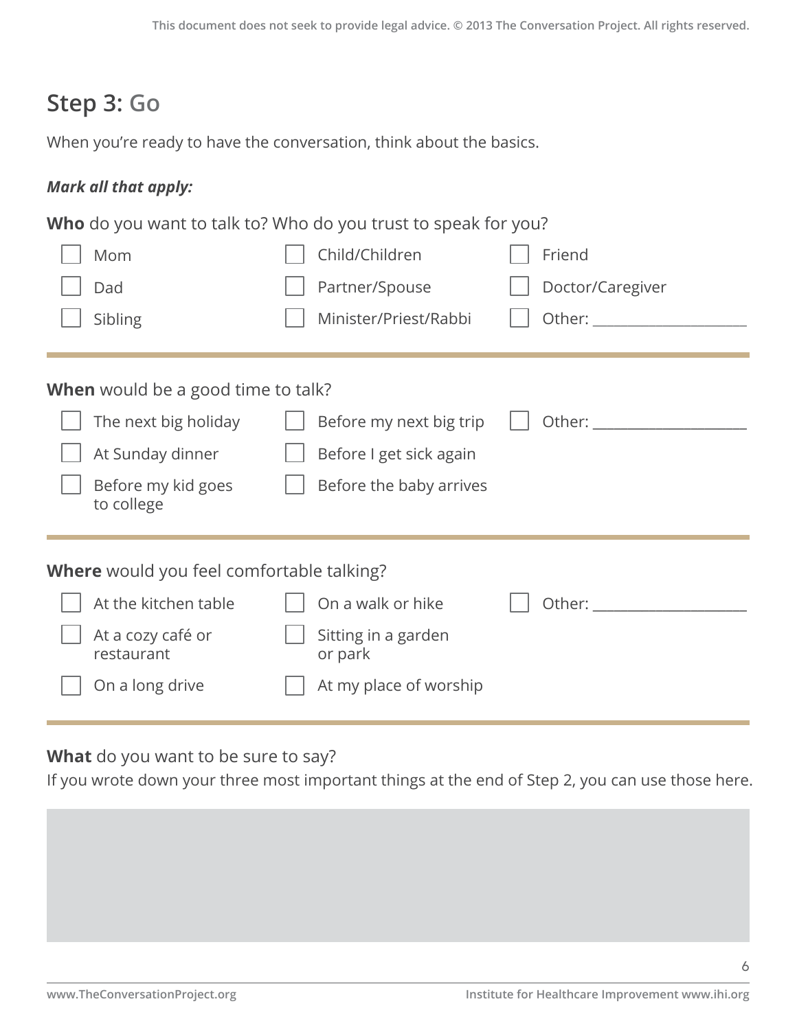## Step 3: Go

When you're ready to have the conversation, think about the basics.

***Mark all that apply:***

**Who** do you want to talk to? Who do you trust to speak for you?

- [ ] Mom
- [ ] Dad
- [ ] Sibling
- [ ] Child/Children
- [ ] Partner/Spouse
- [ ] Minister/Priest/Rabbi
- [ ] Friend
- [ ] Doctor/Caregiver
- [ ] Other: ____________________

---

**When** would be a good time to talk?

- [ ] The next big holiday
- [ ] At Sunday dinner
- [ ] Before my kid goes to college
- [ ] Before my next big trip
- [ ] Before I get sick again
- [ ] Before the baby arrives
- [ ] Other: ____________________

---

**Where** would you feel comfortable talking?

- [ ] At the kitchen table
- [ ] At a cozy café or restaurant
- [ ] On a long drive
- [ ] On a walk or hike
- [ ] Sitting in a garden or park
- [ ] At my place of worship
- [ ] Other: ____________________

---

**What** do you want to be sure to say?
If you wrote down your three most important things at the end of Step 2, you can use those here.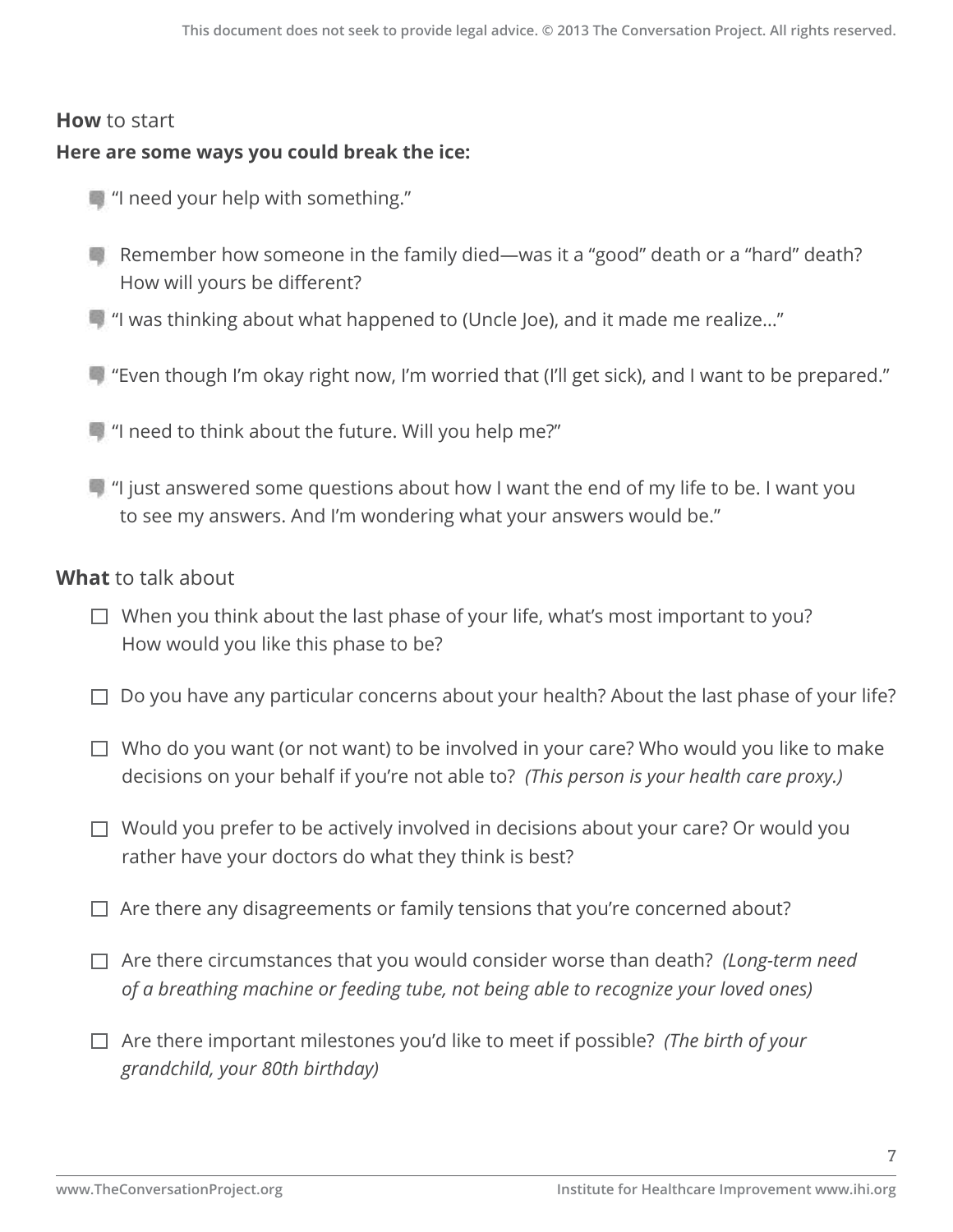**How** to start

**Here are some ways you could break the ice:**

- "I need your help with something."
- Remember how someone in the family died—was it a "good" death or a "hard" death? How will yours be different?
- "I was thinking about what happened to (Uncle Joe), and it made me realize…"
- "Even though I'm okay right now, I'm worried that (I'll get sick), and I want to be prepared."
- "I need to think about the future. Will you help me?"
- "I just answered some questions about how I want the end of my life to be. I want you to see my answers. And I'm wondering what your answers would be."

**What** to talk about

- ☐ When you think about the last phase of your life, what's most important to you? How would you like this phase to be?
- ☐ Do you have any particular concerns about your health? About the last phase of your life?
- ☐ Who do you want (or not want) to be involved in your care? Who would you like to make decisions on your behalf if you're not able to? *(This person is your health care proxy.)*
- ☐ Would you prefer to be actively involved in decisions about your care? Or would you rather have your doctors do what they think is best?
- ☐ Are there any disagreements or family tensions that you're concerned about?
- ☐ Are there circumstances that you would consider worse than death? *(Long-term need of a breathing machine or feeding tube, not being able to recognize your loved ones)*
- ☐ Are there important milestones you'd like to meet if possible? *(The birth of your grandchild, your 80th birthday)*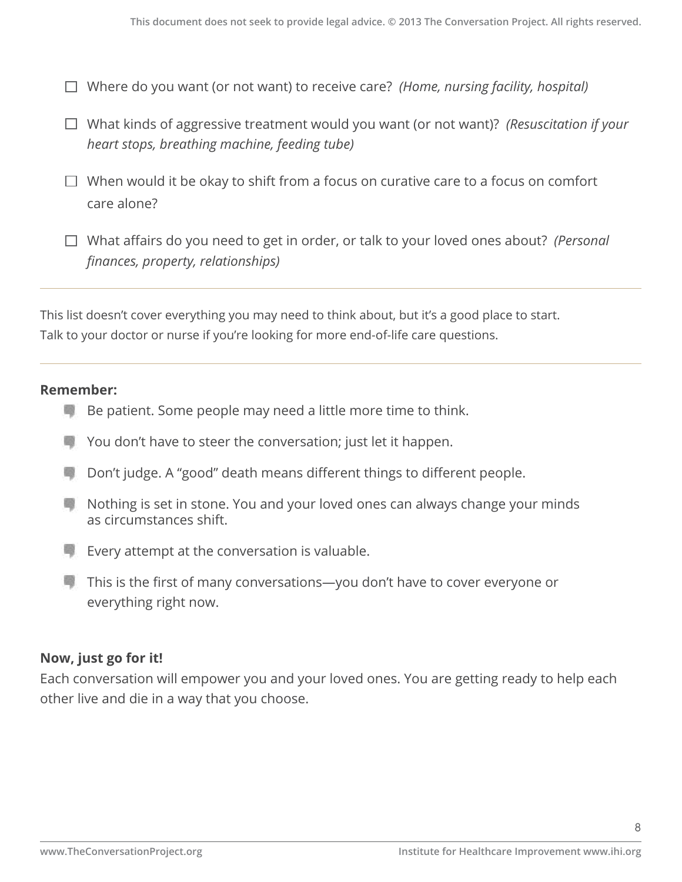- [ ] Where do you want (or not want) to receive care? *(Home, nursing facility, hospital)*

- [ ] What kinds of aggressive treatment would you want (or not want)? *(Resuscitation if your heart stops, breathing machine, feeding tube)*

- [ ] When would it be okay to shift from a focus on curative care to a focus on comfort care alone?

- [ ] What affairs do you need to get in order, or talk to your loved ones about? *(Personal finances, property, relationships)*

---

This list doesn't cover everything you may need to think about, but it's a good place to start.
Talk to your doctor or nurse if you're looking for more end-of-life care questions.

---

**Remember:**

- Be patient. Some people may need a little more time to think.
- You don't have to steer the conversation; just let it happen.
- Don't judge. A "good" death means different things to different people.
- Nothing is set in stone. You and your loved ones can always change your minds as circumstances shift.
- Every attempt at the conversation is valuable.
- This is the first of many conversations—you don't have to cover everyone or everything right now.

**Now, just go for it!**

Each conversation will empower you and your loved ones. You are getting ready to help each other live and die in a way that you choose.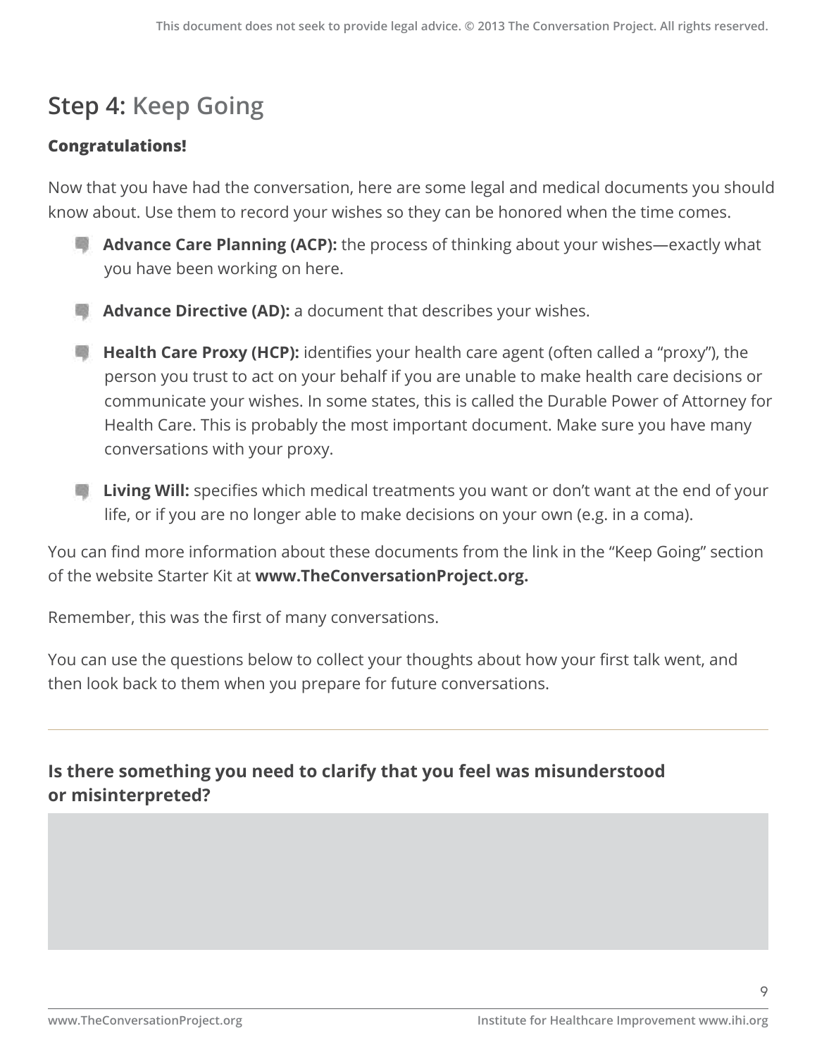## Step 4: Keep Going

**Congratulations!**

Now that you have had the conversation, here are some legal and medical documents you should know about. Use them to record your wishes so they can be honored when the time comes.

- **Advance Care Planning (ACP):** the process of thinking about your wishes—exactly what you have been working on here.
- **Advance Directive (AD):** a document that describes your wishes.
- **Health Care Proxy (HCP):** identifies your health care agent (often called a "proxy"), the person you trust to act on your behalf if you are unable to make health care decisions or communicate your wishes. In some states, this is called the Durable Power of Attorney for Health Care. This is probably the most important document. Make sure you have many conversations with your proxy.
- **Living Will:** specifies which medical treatments you want or don't want at the end of your life, or if you are no longer able to make decisions on your own (e.g. in a coma).

You can find more information about these documents from the link in the "Keep Going" section of the website Starter Kit at **www.TheConversationProject.org.**

Remember, this was the first of many conversations.

You can use the questions below to collect your thoughts about how your first talk went, and then look back to them when you prepare for future conversations.

---

**Is there something you need to clarify that you feel was misunderstood or misinterpreted?**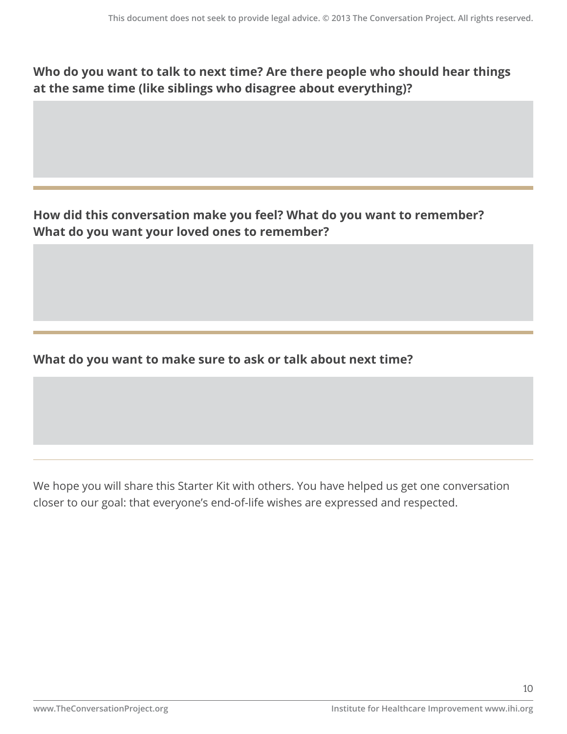**Who do you want to talk to next time? Are there people who should hear things at the same time (like siblings who disagree about everything)?**

---

**How did this conversation make you feel? What do you want to remember? What do you want your loved ones to remember?**

---

**What do you want to make sure to ask or talk about next time?**

---

We hope you will share this Starter Kit with others. You have helped us get one conversation closer to our goal: that everyone's end-of-life wishes are expressed and respected.